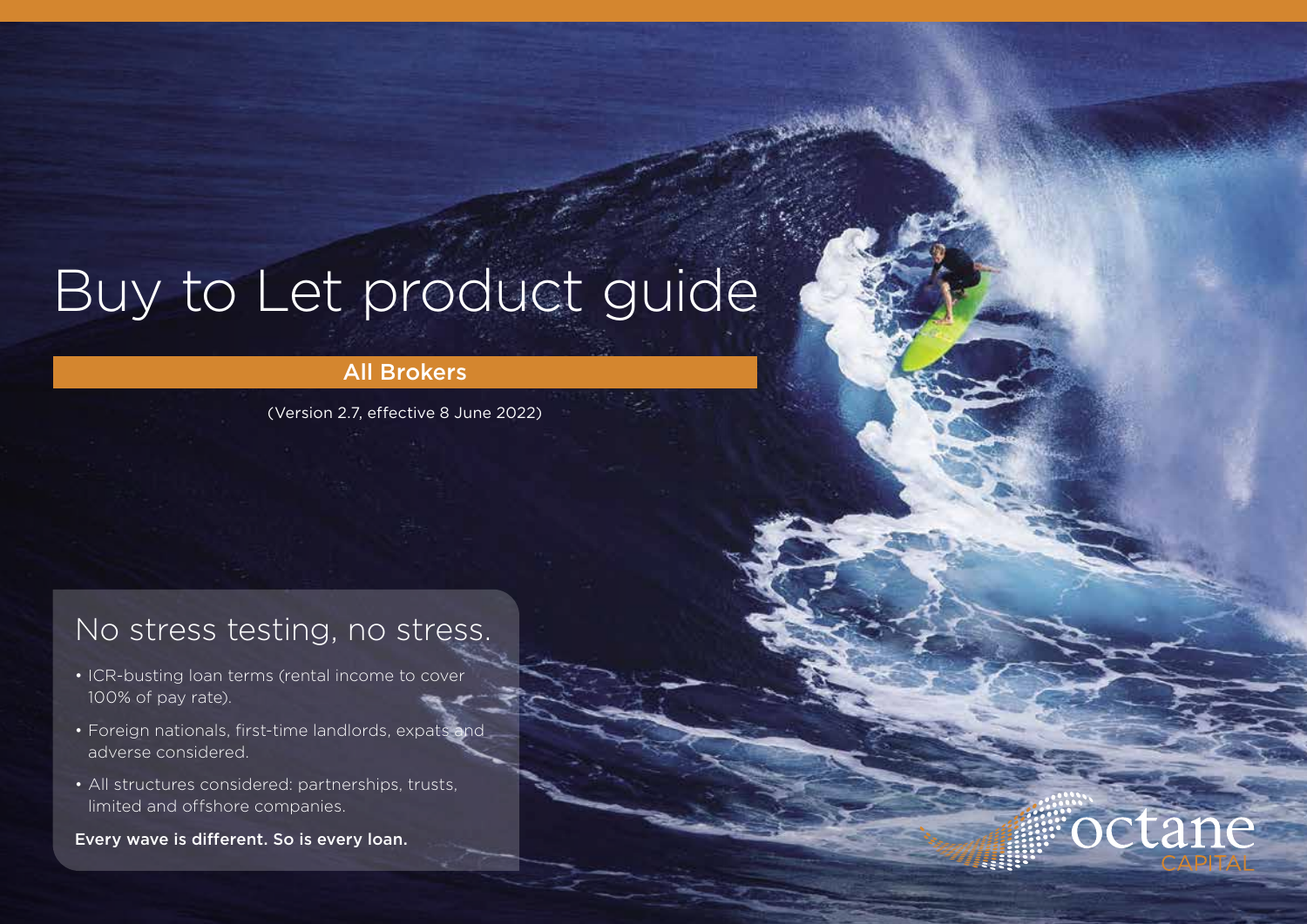# Buy to Let product guide

**All Brokers**

(Version 2.7, effective 8 June 2022)

## No stress testing, no stress.

- ICR-busting loan terms (rental income to cover 100% of pay rate).
- Foreign nationals, first-time landlords, expats and adverse considered.
- All structures considered: partnerships, trusts, limited and offshore companies.

**Every wave is different. So is every loan.**

octane CAPITAL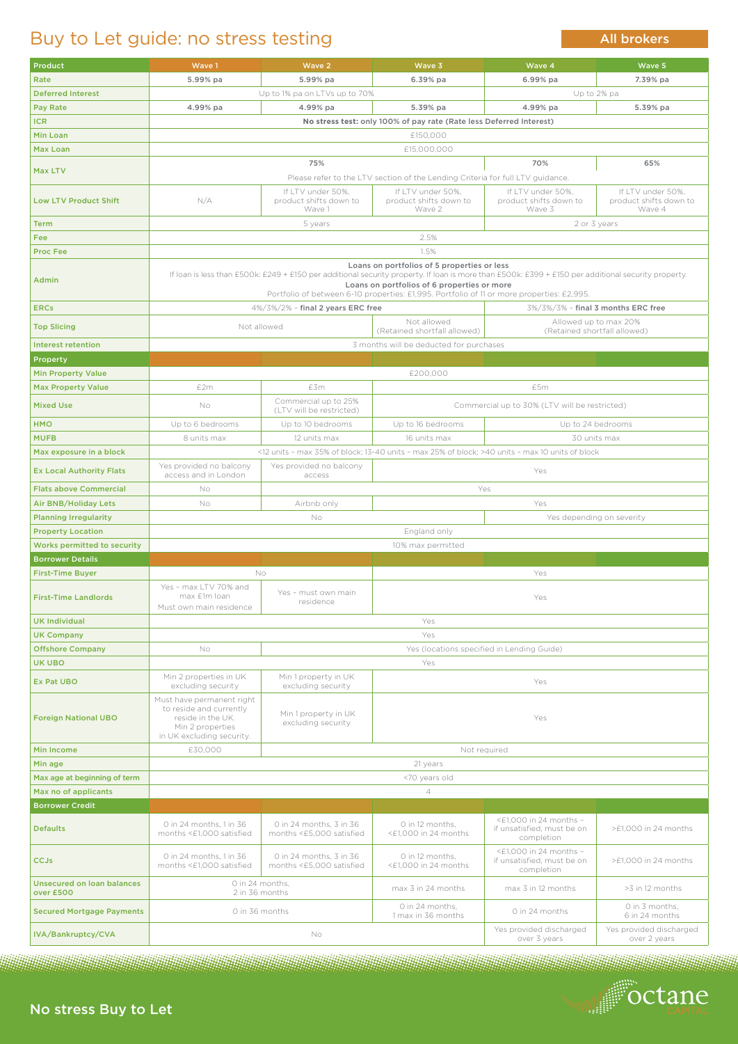# Buy to Let guide: no stress testing

**All brokers**

| Product | Wave 1 | Wave 2 | Wave 3 | Wave 4 | Wave 5 |
|---|---|---|---|---|---|
| Rate | 5.99% pa | 5.99% pa | 6.39% pa | 6.99% pa | 7.39% pa |
| Deferred Interest | Up to 1% pa on LTVs up to 70% | | | Up to 2% pa | |
| Pay Rate | 4.99% pa | 4.99% pa | 5.39% pa | 4.99% pa | 5.39% pa |
| ICR | **No stress test:** only 100% of pay rate (Rate less Deferred Interest) | | | | |
| Min Loan | £150,000 | | | | |
| Max Loan | £15,000,000 | | | | |
| Max LTV | 75% | | | 70% | 65% |
| | Please refer to the LTV section of the Lending Criteria for full LTV guidance. | | | | |
| Low LTV Product Shift | N/A | If LTV under 50%, product shifts down to Wave 1 | If LTV under 50%, product shifts down to Wave 2 | If LTV under 50%, product shifts down to Wave 3 | If LTV under 50%, product shifts down to Wave 4 |
| Term | 5 years | | | 2 or 3 years | |
| Fee | 2.5% | | | | |
| Proc Fee | 1.5% | | | | |
| Admin | **Loans on portfolios of 5 properties or less** If loan is less than £500k: £249 + £150 per additional security property. If loan is more than £500k: £399 + £150 per additional security property. **Loans on portfolios of 6 properties or more** Portfolio of between 6-10 properties: £1,995. Portfolio of 11 or more properties: £2,995. | | | | |
| ERCs | 4%/3%/2% – **final 2 years ERC free** | | | 3%/3%/3% – **final 3 months ERC free** | |
| Top Slicing | Not allowed | | Not allowed (Retained shortfall allowed) | Allowed up to max 20% (Retained shortfall allowed) | |
| Interest retention | 3 months will be deducted for purchases | | | | |
| **Property** | | | | | |
| Min Property Value | £200,000 | | | | |
| Max Property Value | £2m | £3m | £5m | | |
| Mixed Use | No | Commercial up to 25% (LTV will be restricted) | Commercial up to 30% (LTV will be restricted) | | |
| HMO | Up to 6 bedrooms | Up to 10 bedrooms | Up to 16 bedrooms | Up to 24 bedrooms | |
| MUFB | 8 units max | 12 units max | 16 units max | 30 units max | |
| Max exposure in a block | <12 units – max 35% of block; 13-40 units – max 25% of block; >40 units – max 10 units of block | | | | |
| Ex Local Authority Flats | Yes provided no balcony access and in London | Yes provided no balcony access | Yes | | |
| Flats above Commercial | No | Yes | | | |
| Air BNB/Holiday Lets | No | Airbnb only | Yes | | |
| Planning Irregularity | No | | | Yes depending on severity | |
| Property Location | England only | | | | |
| Works permitted to security | 10% max permitted | | | | |
| **Borrower Details** | | | | | |
| First-Time Buyer | No | | Yes | | |
| First-Time Landlords | Yes – max LTV 70% and max £1m loan Must own main residence | Yes – must own main residence | Yes | | |
| UK Individual | Yes | | | | |
| UK Company | Yes | | | | |
| Offshore Company | No | Yes (locations specified in Lending Guide) | | | |
| UK UBO | Yes | | | | |
| Ex Pat UBO | Min 2 properties in UK excluding security | Min 1 property in UK excluding security | Yes | | |
| Foreign National UBO | Must have permanent right to reside and currently reside in the UK. Min 2 properties in UK excluding security. | Min 1 property in UK excluding security | Yes | | |
| Min Income | £30,000 | Not required | | | |
| Min age | 21 years | | | | |
| Max age at beginning of term | <70 years old | | | | |
| Max no of applicants | 4 | | | | |
| **Borrower Credit** | | | | | |
| Defaults | 0 in 24 months, 1 in 36 months <£1,000 satisfied | 0 in 24 months, 3 in 36 months <£5,000 satisfied | 0 in 12 months, <£1,000 in 24 months | <£1,000 in 24 months – if unsatisfied, must be on completion | >£1,000 in 24 months |
| CCJs | 0 in 24 months, 1 in 36 months <£1,000 satisfied | 0 in 24 months, 3 in 36 months <£5,000 satisfied | 0 in 12 months, <£1,000 in 24 months | <£1,000 in 24 months – if unsatisfied, must be on completion | >£1,000 in 24 months |
| Unsecured on loan balances over £500 | 0 in 24 months, 2 in 36 months | | max 3 in 24 months | max 3 in 12 months | >3 in 12 months |
| Secured Mortgage Payments | 0 in 36 months | | 0 in 24 months, 1 max in 36 months | 0 in 24 months | 0 in 3 months, 6 in 24 months |
| IVA/Bankruptcy/CVA | No | | | Yes provided discharged over 3 years | Yes provided discharged over 2 years |

No stress Buy to Let

octane CAPITAL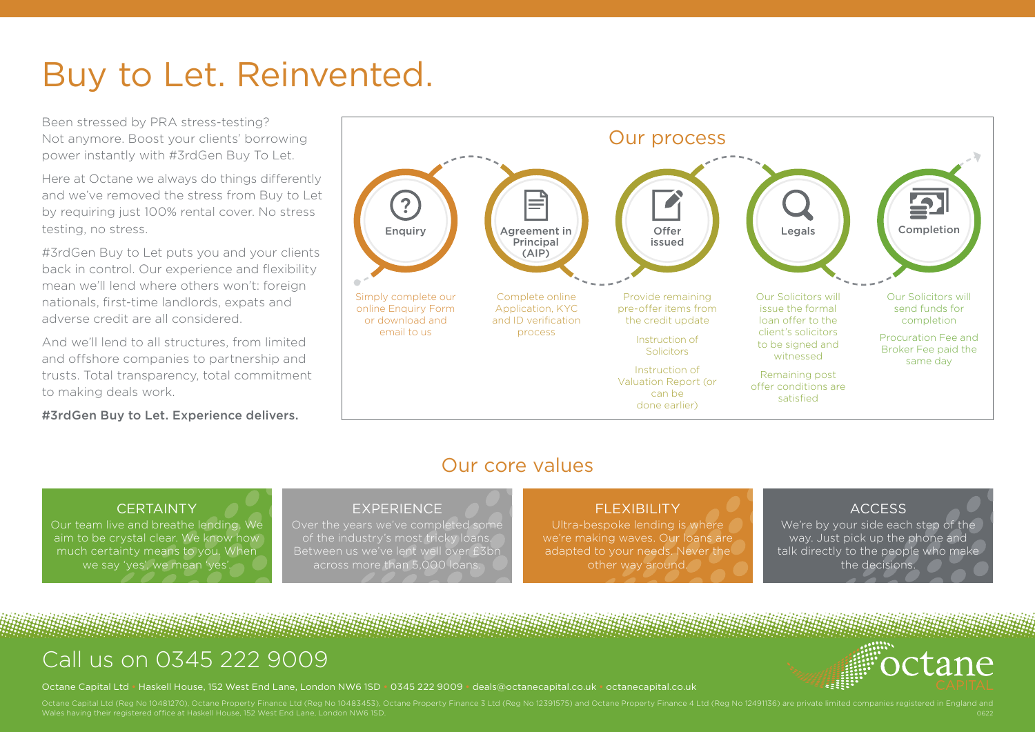# Buy to Let. Reinvented.

Been stressed by PRA stress-testing? Not anymore. Boost your clients' borrowing power instantly with #3rdGen Buy To Let.

Here at Octane we always do things differently and we've removed the stress from Buy to Let by requiring just 100% rental cover. No stress testing, no stress.

#3rdGen Buy to Let puts you and your clients back in control. Our experience and flexibility mean we'll lend where others won't: foreign nationals, first-time landlords, expats and adverse credit are all considered.

And we'll lend to all structures, from limited and offshore companies to partnership and trusts. Total transparency, total commitment to making deals work.

**#3rdGen Buy to Let. Experience delivers.**

## Our process

**Enquiry**

Simply complete our online Enquiry Form or download and email to us

**Agreement in Principal (AIP)**

Complete online Application, KYC and ID verification process

**Offer issued**

Provide remaining pre-offer items from the credit update

Instruction of Solicitors

Instruction of Valuation Report (or can be done earlier)

**Legals**

Our Solicitors will issue the formal loan offer to the client's solicitors to be signed and witnessed

Remaining post offer conditions are satisfied

**Completion**

Our Solicitors will send funds for completion

Procuration Fee and Broker Fee paid the same day

## Our core values

### CERTAINTY

Our team live and breathe lending. We aim to be crystal clear. We know how much certainty means to you. When we say 'yes', we mean 'yes'.

### EXPERIENCE

Over the years we've completed some of the industry's most tricky loans. Between us we've lent well over £3bn across more than 5,000 loans.

### FLEXIBILITY

Ultra-bespoke lending is where we're making waves. Our loans are adapted to your needs. Never the other way around.

### ACCESS

We're by your side each step of the way. Just pick up the phone and talk directly to the people who make the decisions.

## Call us on 0345 222 9009

octane CAPITAL

Octane Capital Ltd • Haskell House, 152 West End Lane, London NW6 1SD • 0345 222 9009 • deals@octanecapital.co.uk • octanecapital.co.uk

Octane Capital Ltd (Reg No 10481270), Octane Property Finance Ltd (Reg No 10483453), Octane Property Finance 3 Ltd (Reg No 12391575) and Octane Property Finance 4 Ltd (Reg No 12491136) are private limited companies registered in England and Wales having their registered office at Haskell House, 152 West End Lane, London NW6 1SD.

0622